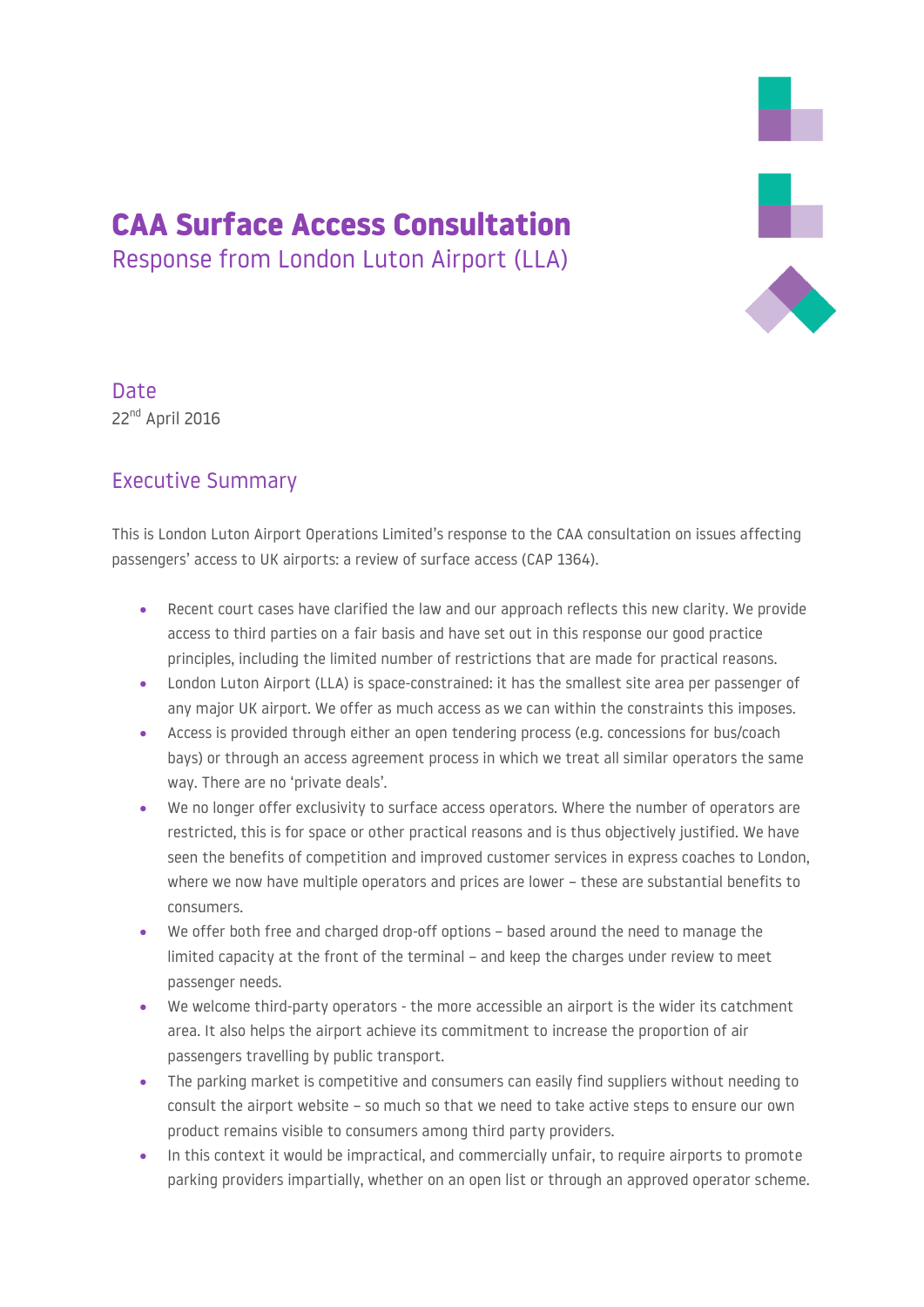# CAA Surface Access Consultation

Response from London Luton Airport (LLA)

## Date

22nd April 2016

## Executive Summary

This is London Luton Airport Operations Limited's response to the CAA consultation on issues affecting passengers' access to UK airports: a review of surface access (CAP 1364).

- Recent court cases have clarified the law and our approach reflects this new clarity. We provide access to third parties on a fair basis and have set out in this response our good practice principles, including the limited number of restrictions that are made for practical reasons.
- London Luton Airport (LLA) is space-constrained: it has the smallest site area per passenger of any major UK airport. We offer as much access as we can within the constraints this imposes.
- Access is provided through either an open tendering process (e.g. concessions for bus/coach bays) or through an access agreement process in which we treat all similar operators the same way. There are no 'private deals'.
- We no longer offer exclusivity to surface access operators. Where the number of operators are restricted, this is for space or other practical reasons and is thus objectively justified. We have seen the benefits of competition and improved customer services in express coaches to London, where we now have multiple operators and prices are lower – these are substantial benefits to consumers.
- We offer both free and charged drop-off options – based around the need to manage the limited capacity at the front of the terminal – and keep the charges under review to meet passenger needs.
- We welcome third-party operators - the more accessible an airport is the wider its catchment area. It also helps the airport achieve its commitment to increase the proportion of air passengers travelling by public transport.
- The parking market is competitive and consumers can easily find suppliers without needing to consult the airport website – so much so that we need to take active steps to ensure our own product remains visible to consumers among third party providers.
- In this context it would be impractical, and commercially unfair, to require airports to promote parking providers impartially, whether on an open list or through an approved operator scheme.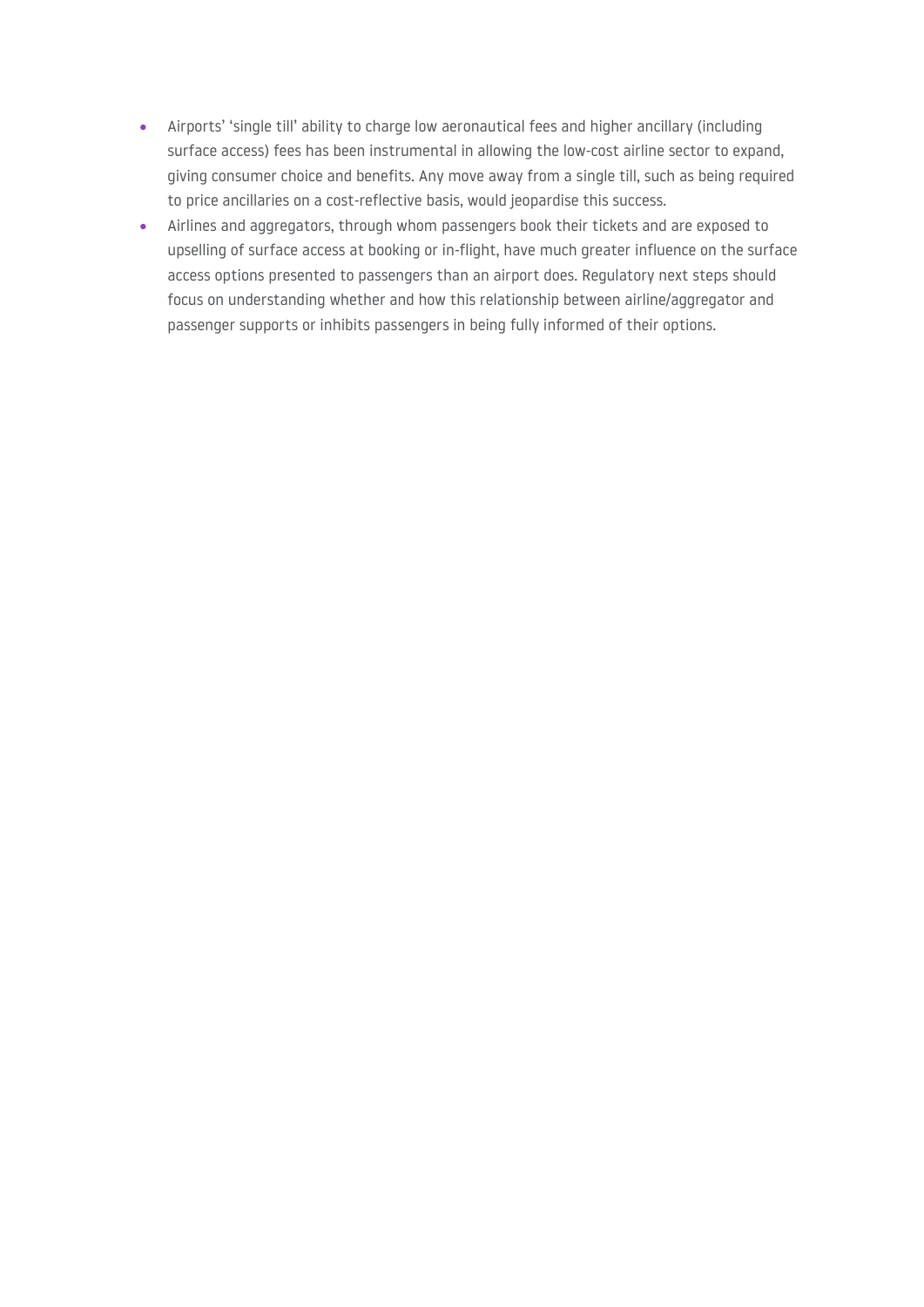- Airports' 'single till' ability to charge low aeronautical fees and higher ancillary (including surface access) fees has been instrumental in allowing the low-cost airline sector to expand, giving consumer choice and benefits. Any move away from a single till, such as being required to price ancillaries on a cost-reflective basis, would jeopardise this success.
- Airlines and aggregators, through whom passengers book their tickets and are exposed to upselling of surface access at booking or in-flight, have much greater influence on the surface access options presented to passengers than an airport does. Regulatory next steps should focus on understanding whether and how this relationship between airline/aggregator and passenger supports or inhibits passengers in being fully informed of their options.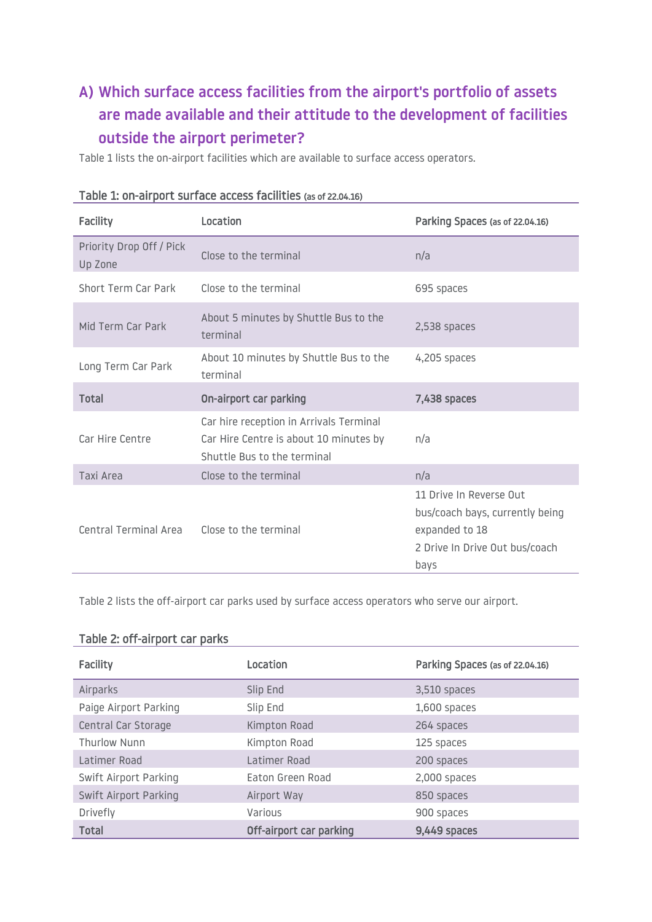## A) Which surface access facilities from the airport's portfolio of assets are made available and their attitude to the development of facilities outside the airport perimeter?

Table 1 lists the on-airport facilities which are available to surface access operators.

**Table 1: on-airport surface access facilities** (as of 22.04.16)

| Facility | Location | Parking Spaces (as of 22.04.16) |
|---|---|---|
| Priority Drop Off / Pick Up Zone | Close to the terminal | n/a |
| Short Term Car Park | Close to the terminal | 695 spaces |
| Mid Term Car Park | About 5 minutes by Shuttle Bus to the terminal | 2,538 spaces |
| Long Term Car Park | About 10 minutes by Shuttle Bus to the terminal | 4,205 spaces |
| **Total** | **On-airport car parking** | **7,438 spaces** |
| Car Hire Centre | Car hire reception in Arrivals Terminal Car Hire Centre is about 10 minutes by Shuttle Bus to the terminal | n/a |
| Taxi Area | Close to the terminal | n/a |
| Central Terminal Area | Close to the terminal | 11 Drive In Reverse Out bus/coach bays, currently being expanded to 18<br>2 Drive In Drive Out bus/coach bays |

Table 2 lists the off-airport car parks used by surface access operators who serve our airport.

**Table 2: off-airport car parks**

| Facility | Location | Parking Spaces (as of 22.04.16) |
|---|---|---|
| Airparks | Slip End | 3,510 spaces |
| Paige Airport Parking | Slip End | 1,600 spaces |
| Central Car Storage | Kimpton Road | 264 spaces |
| Thurlow Nunn | Kimpton Road | 125 spaces |
| Latimer Road | Latimer Road | 200 spaces |
| Swift Airport Parking | Eaton Green Road | 2,000 spaces |
| Swift Airport Parking | Airport Way | 850 spaces |
| Drivefly | Various | 900 spaces |
| **Total** | **Off-airport car parking** | **9,449 spaces** |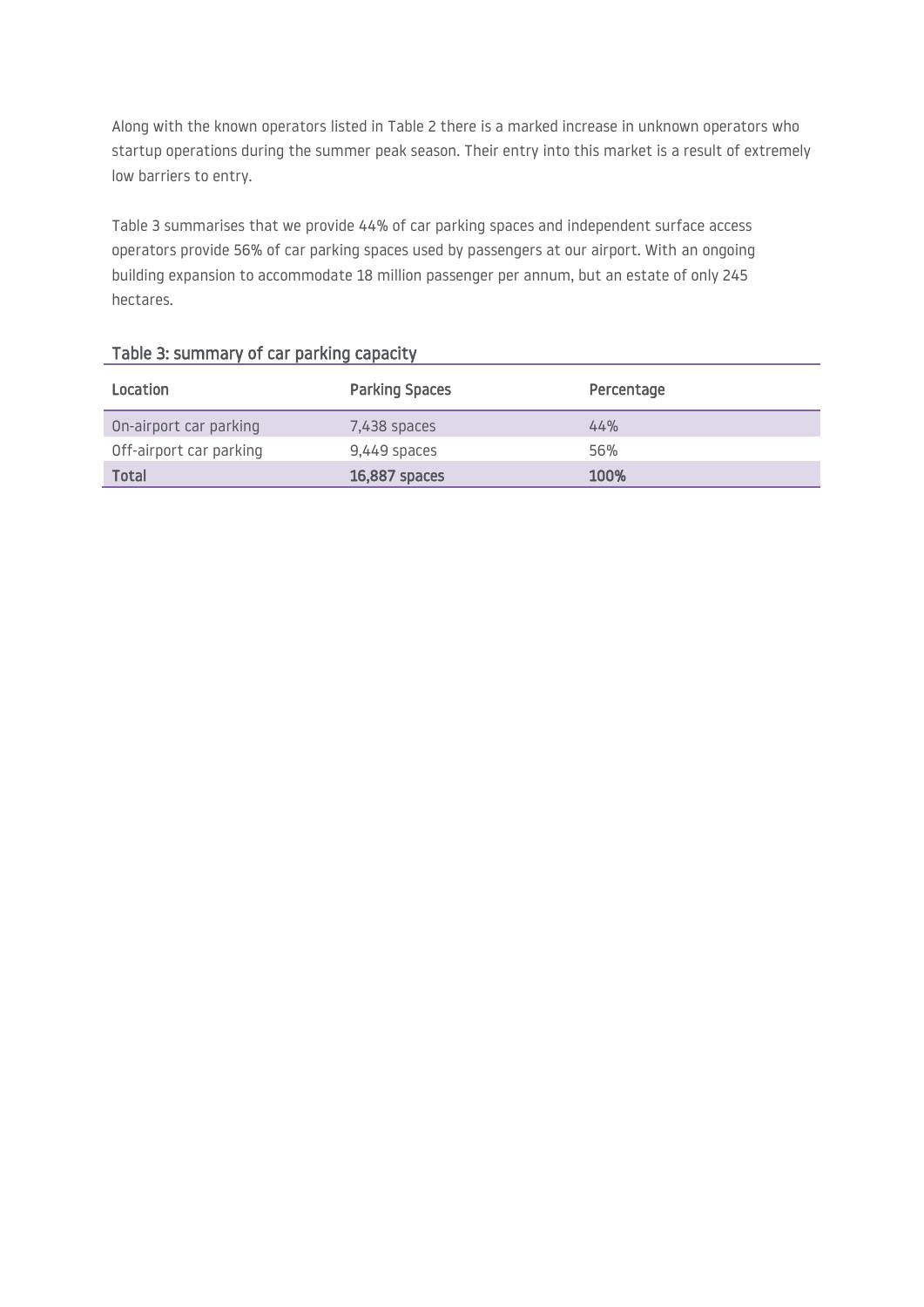Along with the known operators listed in Table 2 there is a marked increase in unknown operators who startup operations during the summer peak season. Their entry into this market is a result of extremely low barriers to entry.

Table 3 summarises that we provide 44% of car parking spaces and independent surface access operators provide 56% of car parking spaces used by passengers at our airport. With an ongoing building expansion to accommodate 18 million passenger per annum, but an estate of only 245 hectares.

### Table 3: summary of car parking capacity

| Location | Parking Spaces | Percentage |
| --- | --- | --- |
| On-airport car parking | 7,438 spaces | 44% |
| Off-airport car parking | 9,449 spaces | 56% |
| **Total** | **16,887 spaces** | **100%** |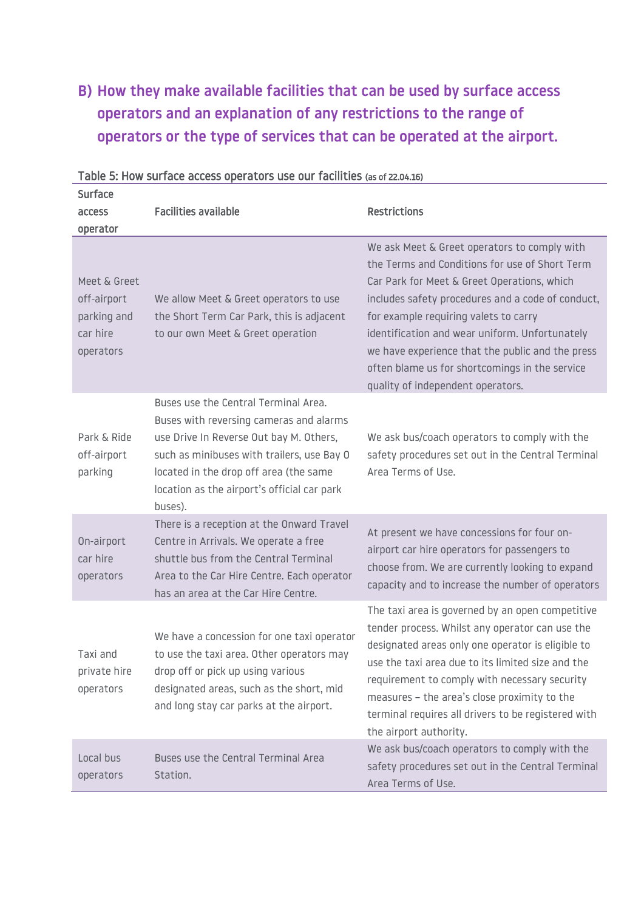## B) How they make available facilities that can be used by surface access operators and an explanation of any restrictions to the range of operators or the type of services that can be operated at the airport.

Table 5: How surface access operators use our facilities (as of 22.04.16)

| Surface access operator | Facilities available | Restrictions |
|---|---|---|
| Meet & Greet off-airport parking and car hire operators | We allow Meet & Greet operators to use the Short Term Car Park, this is adjacent to our own Meet & Greet operation | We ask Meet & Greet operators to comply with the Terms and Conditions for use of Short Term Car Park for Meet & Greet Operations, which includes safety procedures and a code of conduct, for example requiring valets to carry identification and wear uniform. Unfortunately we have experience that the public and the press often blame us for shortcomings in the service quality of independent operators. |
| Park & Ride off-airport parking | Buses use the Central Terminal Area. Buses with reversing cameras and alarms use Drive In Reverse Out bay M. Others, such as minibuses with trailers, use Bay O located in the drop off area (the same location as the airport's official car park buses). | We ask bus/coach operators to comply with the safety procedures set out in the Central Terminal Area Terms of Use. |
| On-airport car hire operators | There is a reception at the Onward Travel Centre in Arrivals. We operate a free shuttle bus from the Central Terminal Area to the Car Hire Centre. Each operator has an area at the Car Hire Centre. | At present we have concessions for four on-airport car hire operators for passengers to choose from. We are currently looking to expand capacity and to increase the number of operators |
| Taxi and private hire operators | We have a concession for one taxi operator to use the taxi area. Other operators may drop off or pick up using various designated areas, such as the short, mid and long stay car parks at the airport. | The taxi area is governed by an open competitive tender process. Whilst any operator can use the designated areas only one operator is eligible to use the taxi area due to its limited size and the requirement to comply with necessary security measures – the area's close proximity to the terminal requires all drivers to be registered with the airport authority. |
| Local bus operators | Buses use the Central Terminal Area Station. | We ask bus/coach operators to comply with the safety procedures set out in the Central Terminal Area Terms of Use. |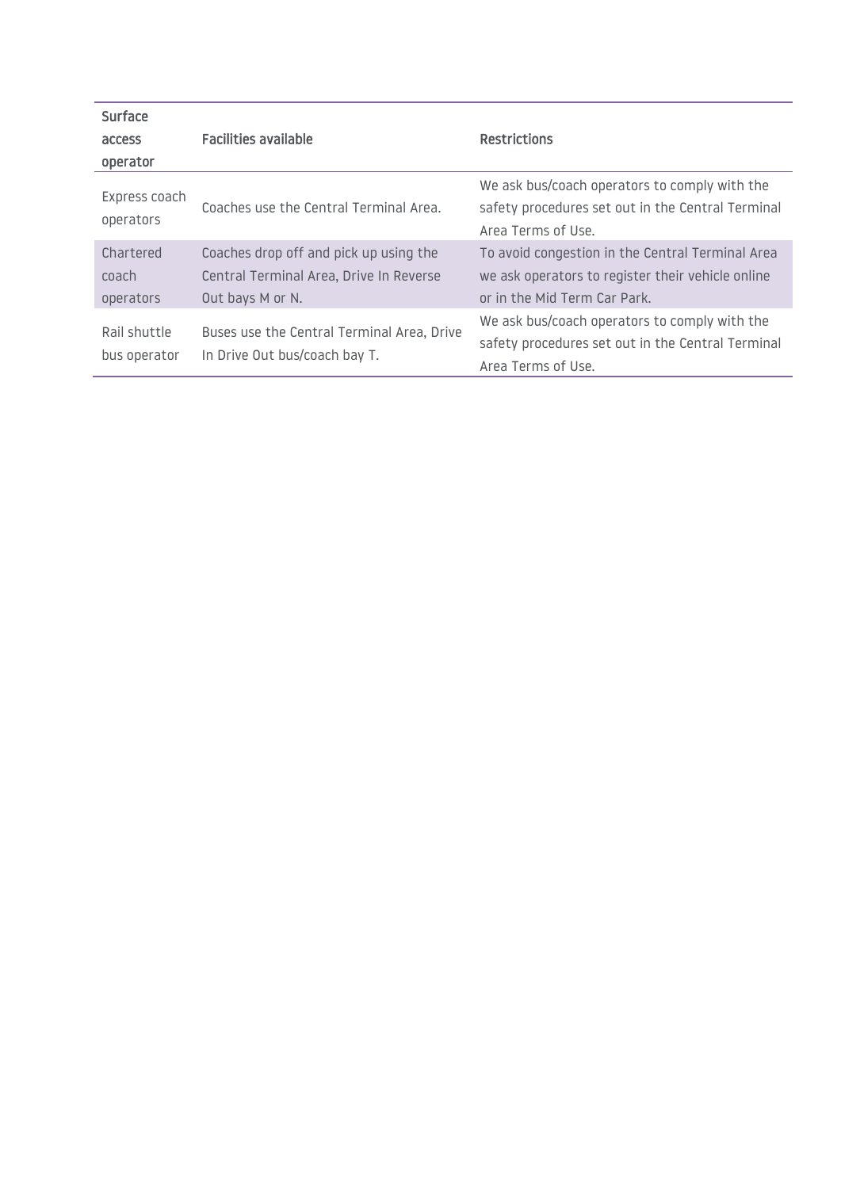| Surface access operator | Facilities available | Restrictions |
|---|---|---|
| Express coach operators | Coaches use the Central Terminal Area. | We ask bus/coach operators to comply with the safety procedures set out in the Central Terminal Area Terms of Use. |
| Chartered coach operators | Coaches drop off and pick up using the Central Terminal Area, Drive In Reverse Out bays M or N. | To avoid congestion in the Central Terminal Area we ask operators to register their vehicle online or in the Mid Term Car Park. |
| Rail shuttle bus operator | Buses use the Central Terminal Area, Drive In Drive Out bus/coach bay T. | We ask bus/coach operators to comply with the safety procedures set out in the Central Terminal Area Terms of Use. |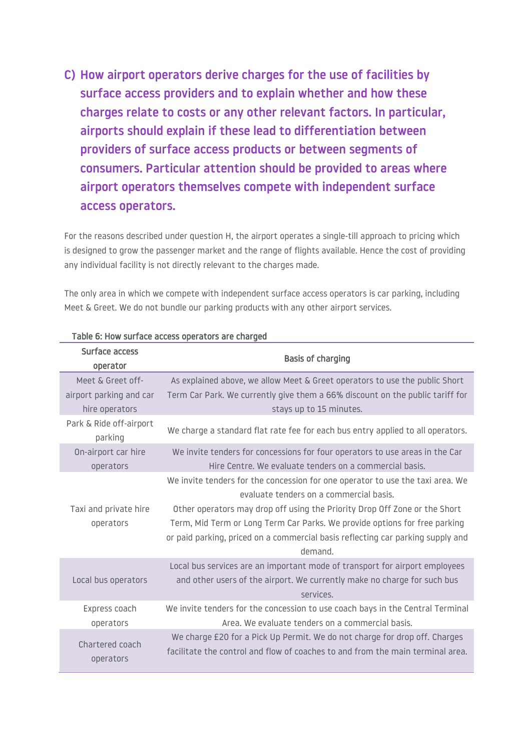## C) How airport operators derive charges for the use of facilities by surface access providers and to explain whether and how these charges relate to costs or any other relevant factors. In particular, airports should explain if these lead to differentiation between providers of surface access products or between segments of consumers. Particular attention should be provided to areas where airport operators themselves compete with independent surface access operators.

For the reasons described under question H, the airport operates a single-till approach to pricing which is designed to grow the passenger market and the range of flights available. Hence the cost of providing any individual facility is not directly relevant to the charges made.

The only area in which we compete with independent surface access operators is car parking, including Meet & Greet. We do not bundle our parking products with any other airport services.

Table 6: How surface access operators are charged

| Surface access operator | Basis of charging |
|---|---|
| Meet & Greet off-airport parking and car hire operators | As explained above, we allow Meet & Greet operators to use the public Short Term Car Park. We currently give them a 66% discount on the public tariff for stays up to 15 minutes. |
| Park & Ride off-airport parking | We charge a standard flat rate fee for each bus entry applied to all operators. |
| On-airport car hire operators | We invite tenders for concessions for four operators to use areas in the Car Hire Centre. We evaluate tenders on a commercial basis. |
| Taxi and private hire operators | We invite tenders for the concession for one operator to use the taxi area. We evaluate tenders on a commercial basis.<br>Other operators may drop off using the Priority Drop Off Zone or the Short Term, Mid Term or Long Term Car Parks. We provide options for free parking or paid parking, priced on a commercial basis reflecting car parking supply and demand. |
| Local bus operators | Local bus services are an important mode of transport for airport employees and other users of the airport. We currently make no charge for such bus services. |
| Express coach operators | We invite tenders for the concession to use coach bays in the Central Terminal Area. We evaluate tenders on a commercial basis. |
| Chartered coach operators | We charge £20 for a Pick Up Permit. We do not charge for drop off. Charges facilitate the control and flow of coaches to and from the main terminal area. |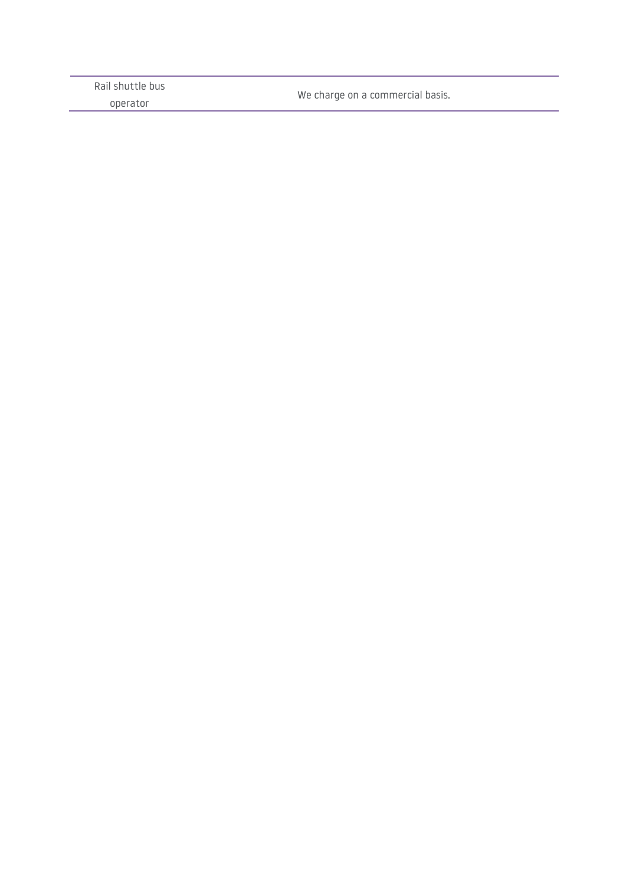| | |
|---|---|
| Rail shuttle bus operator | We charge on a commercial basis. |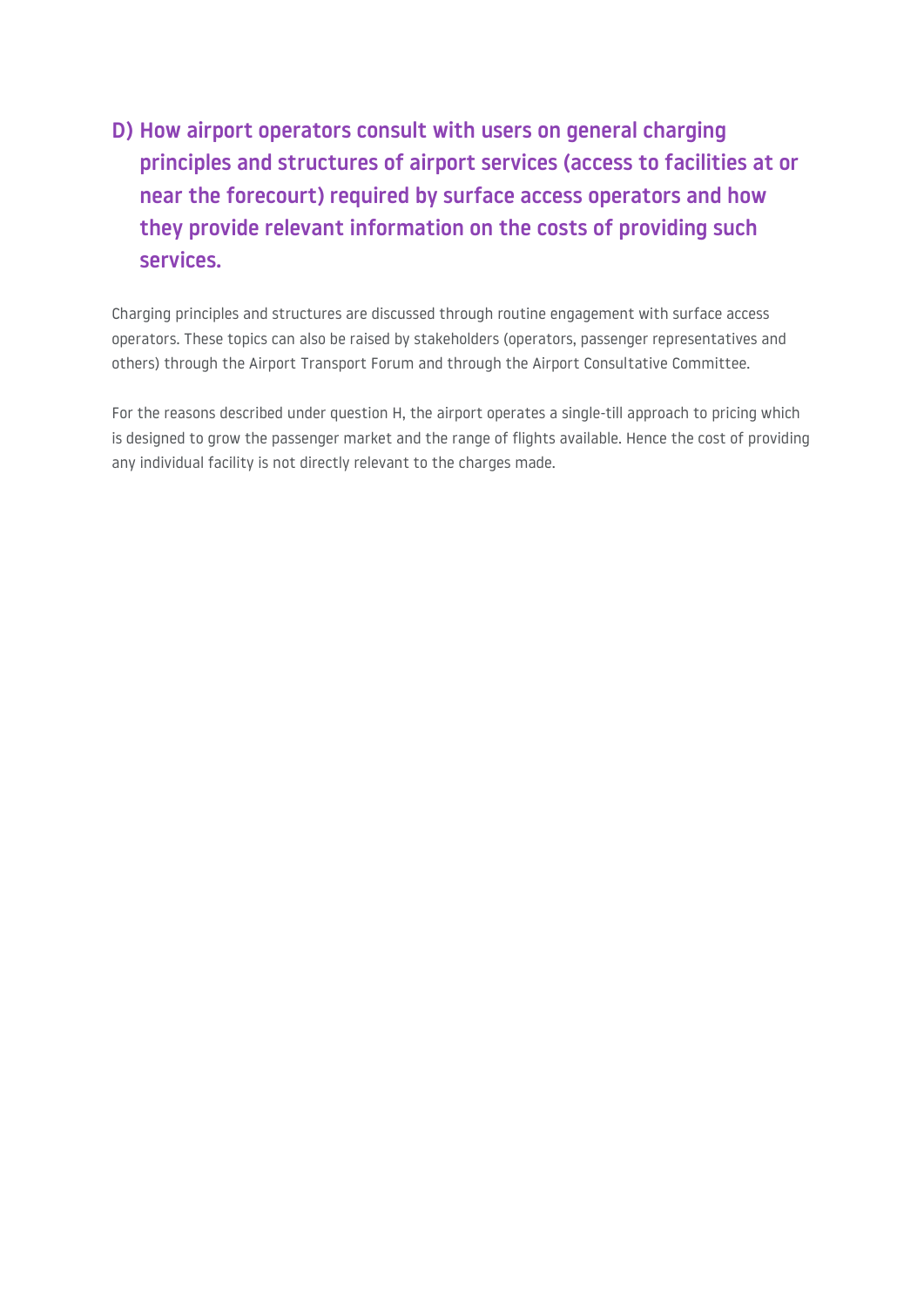## D) How airport operators consult with users on general charging principles and structures of airport services (access to facilities at or near the forecourt) required by surface access operators and how they provide relevant information on the costs of providing such services.

Charging principles and structures are discussed through routine engagement with surface access operators. These topics can also be raised by stakeholders (operators, passenger representatives and others) through the Airport Transport Forum and through the Airport Consultative Committee.

For the reasons described under question H, the airport operates a single-till approach to pricing which is designed to grow the passenger market and the range of flights available. Hence the cost of providing any individual facility is not directly relevant to the charges made.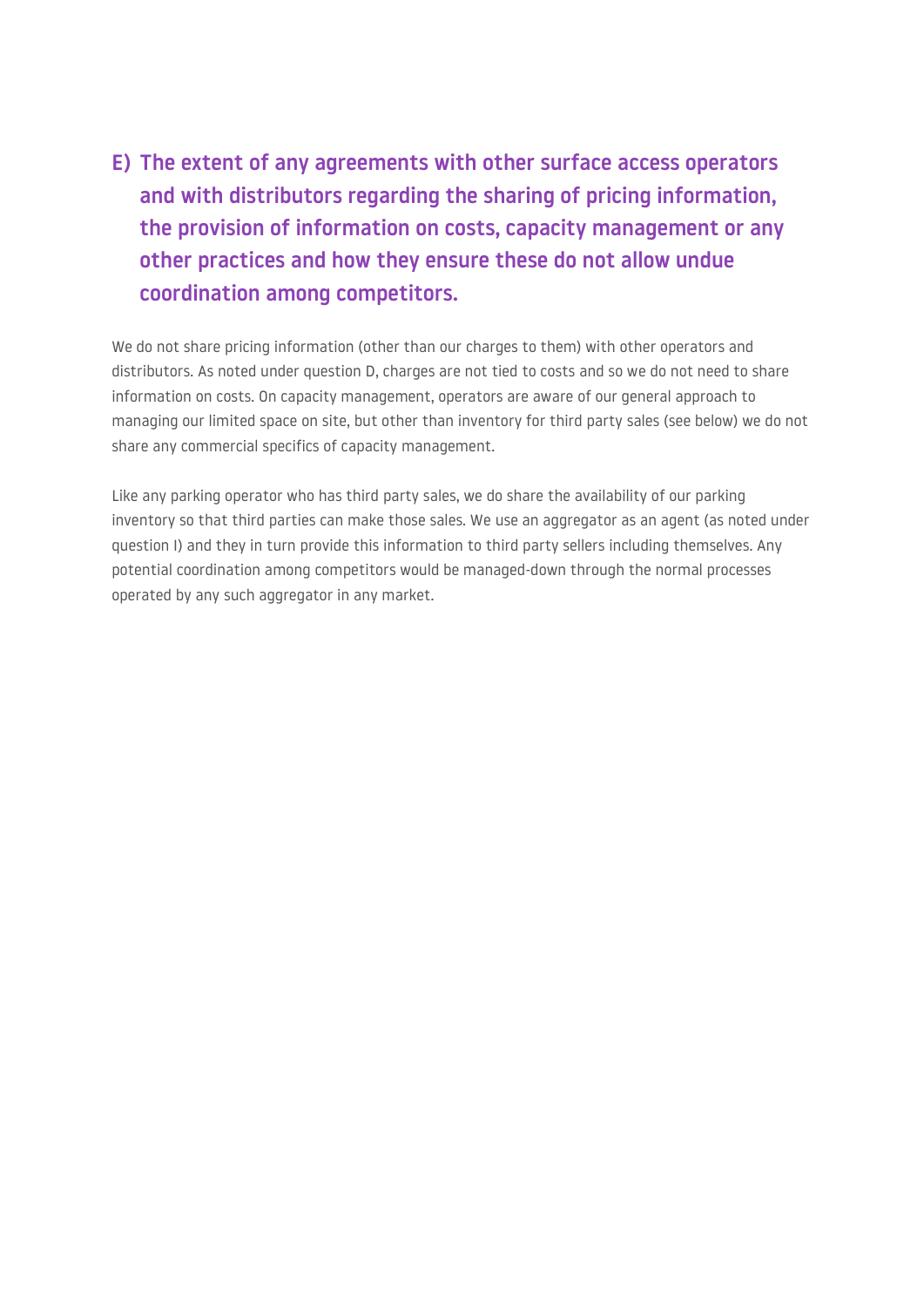## E) The extent of any agreements with other surface access operators and with distributors regarding the sharing of pricing information, the provision of information on costs, capacity management or any other practices and how they ensure these do not allow undue coordination among competitors.

We do not share pricing information (other than our charges to them) with other operators and distributors. As noted under question D, charges are not tied to costs and so we do not need to share information on costs. On capacity management, operators are aware of our general approach to managing our limited space on site, but other than inventory for third party sales (see below) we do not share any commercial specifics of capacity management.

Like any parking operator who has third party sales, we do share the availability of our parking inventory so that third parties can make those sales. We use an aggregator as an agent (as noted under question I) and they in turn provide this information to third party sellers including themselves. Any potential coordination among competitors would be managed-down through the normal processes operated by any such aggregator in any market.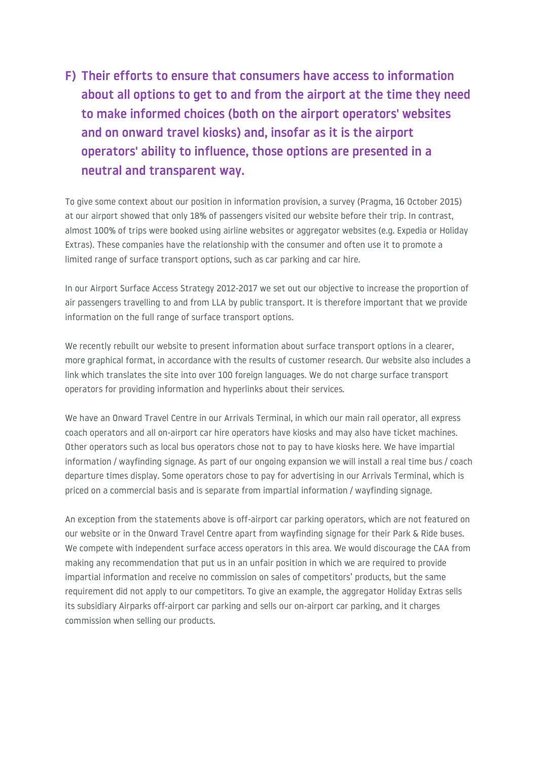## F) Their efforts to ensure that consumers have access to information about all options to get to and from the airport at the time they need to make informed choices (both on the airport operators' websites and on onward travel kiosks) and, insofar as it is the airport operators' ability to influence, those options are presented in a neutral and transparent way.

To give some context about our position in information provision, a survey (Pragma, 16 October 2015) at our airport showed that only 18% of passengers visited our website before their trip. In contrast, almost 100% of trips were booked using airline websites or aggregator websites (e.g. Expedia or Holiday Extras). These companies have the relationship with the consumer and often use it to promote a limited range of surface transport options, such as car parking and car hire.

In our Airport Surface Access Strategy 2012-2017 we set out our objective to increase the proportion of air passengers travelling to and from LLA by public transport. It is therefore important that we provide information on the full range of surface transport options.

We recently rebuilt our website to present information about surface transport options in a clearer, more graphical format, in accordance with the results of customer research. Our website also includes a link which translates the site into over 100 foreign languages. We do not charge surface transport operators for providing information and hyperlinks about their services.

We have an Onward Travel Centre in our Arrivals Terminal, in which our main rail operator, all express coach operators and all on-airport car hire operators have kiosks and may also have ticket machines. Other operators such as local bus operators chose not to pay to have kiosks here. We have impartial information / wayfinding signage. As part of our ongoing expansion we will install a real time bus / coach departure times display. Some operators chose to pay for advertising in our Arrivals Terminal, which is priced on a commercial basis and is separate from impartial information / wayfinding signage.

An exception from the statements above is off-airport car parking operators, which are not featured on our website or in the Onward Travel Centre apart from wayfinding signage for their Park & Ride buses. We compete with independent surface access operators in this area. We would discourage the CAA from making any recommendation that put us in an unfair position in which we are required to provide impartial information and receive no commission on sales of competitors' products, but the same requirement did not apply to our competitors. To give an example, the aggregator Holiday Extras sells its subsidiary Airparks off-airport car parking and sells our on-airport car parking, and it charges commission when selling our products.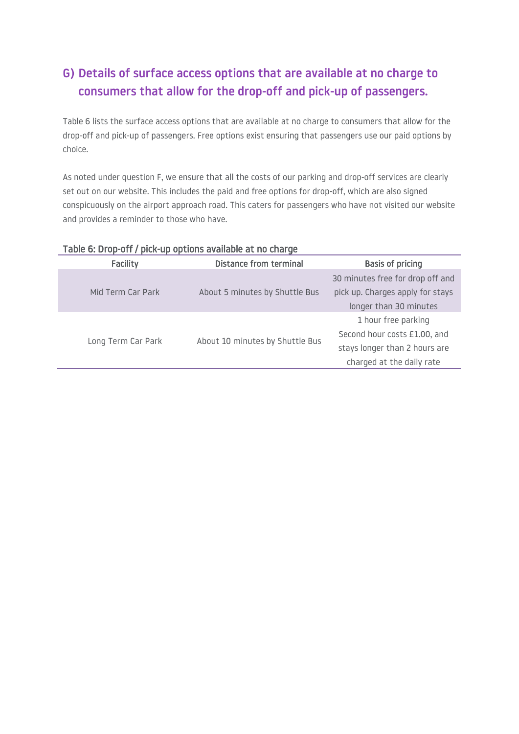## G) Details of surface access options that are available at no charge to consumers that allow for the drop-off and pick-up of passengers.

Table 6 lists the surface access options that are available at no charge to consumers that allow for the drop-off and pick-up of passengers. Free options exist ensuring that passengers use our paid options by choice.

As noted under question F, we ensure that all the costs of our parking and drop-off services are clearly set out on our website. This includes the paid and free options for drop-off, which are also signed conspicuously on the airport approach road. This caters for passengers who have not visited our website and provides a reminder to those who have.

Table 6: Drop-off / pick-up options available at no charge

| Facility | Distance from terminal | Basis of pricing |
| --- | --- | --- |
| Mid Term Car Park | About 5 minutes by Shuttle Bus | 30 minutes free for drop off and pick up. Charges apply for stays longer than 30 minutes |
| Long Term Car Park | About 10 minutes by Shuttle Bus | 1 hour free parking Second hour costs £1.00, and stays longer than 2 hours are charged at the daily rate |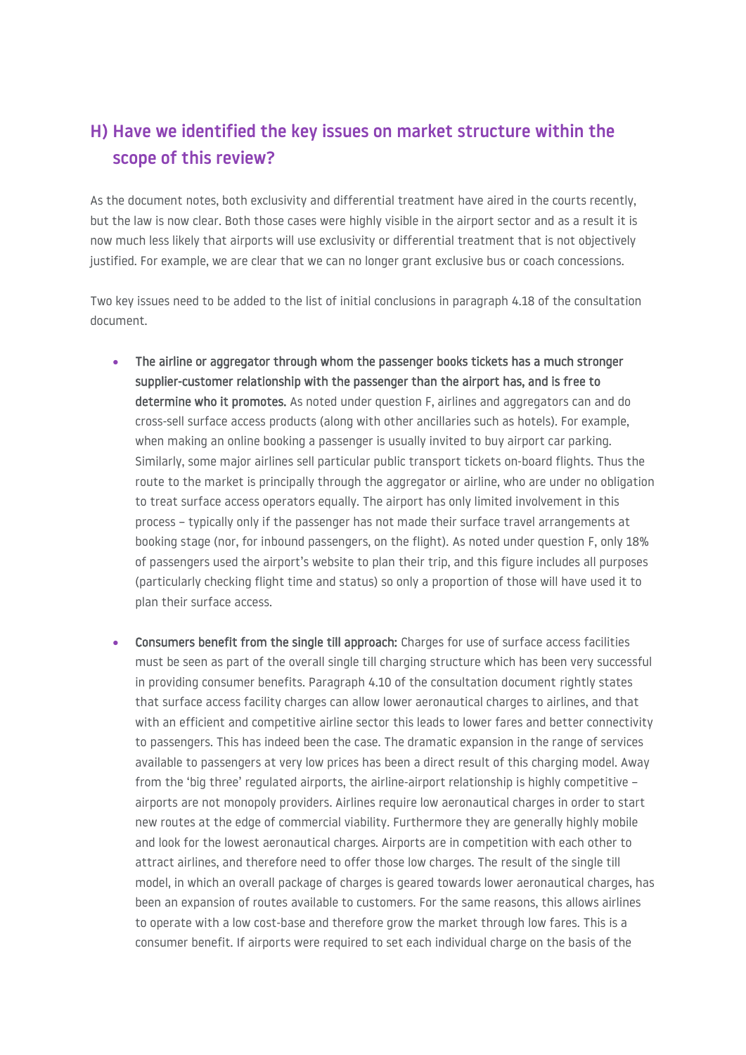## H) Have we identified the key issues on market structure within the scope of this review?

As the document notes, both exclusivity and differential treatment have aired in the courts recently, but the law is now clear. Both those cases were highly visible in the airport sector and as a result it is now much less likely that airports will use exclusivity or differential treatment that is not objectively justified. For example, we are clear that we can no longer grant exclusive bus or coach concessions.

Two key issues need to be added to the list of initial conclusions in paragraph 4.18 of the consultation document.

- **The airline or aggregator through whom the passenger books tickets has a much stronger supplier-customer relationship with the passenger than the airport has, and is free to determine who it promotes.** As noted under question F, airlines and aggregators can and do cross-sell surface access products (along with other ancillaries such as hotels). For example, when making an online booking a passenger is usually invited to buy airport car parking. Similarly, some major airlines sell particular public transport tickets on-board flights. Thus the route to the market is principally through the aggregator or airline, who are under no obligation to treat surface access operators equally. The airport has only limited involvement in this process – typically only if the passenger has not made their surface travel arrangements at booking stage (nor, for inbound passengers, on the flight). As noted under question F, only 18% of passengers used the airport's website to plan their trip, and this figure includes all purposes (particularly checking flight time and status) so only a proportion of those will have used it to plan their surface access.

- **Consumers benefit from the single till approach:** Charges for use of surface access facilities must be seen as part of the overall single till charging structure which has been very successful in providing consumer benefits. Paragraph 4.10 of the consultation document rightly states that surface access facility charges can allow lower aeronautical charges to airlines, and that with an efficient and competitive airline sector this leads to lower fares and better connectivity to passengers. This has indeed been the case. The dramatic expansion in the range of services available to passengers at very low prices has been a direct result of this charging model. Away from the 'big three' regulated airports, the airline-airport relationship is highly competitive – airports are not monopoly providers. Airlines require low aeronautical charges in order to start new routes at the edge of commercial viability. Furthermore they are generally highly mobile and look for the lowest aeronautical charges. Airports are in competition with each other to attract airlines, and therefore need to offer those low charges. The result of the single till model, in which an overall package of charges is geared towards lower aeronautical charges, has been an expansion of routes available to customers. For the same reasons, this allows airlines to operate with a low cost-base and therefore grow the market through low fares. This is a consumer benefit. If airports were required to set each individual charge on the basis of the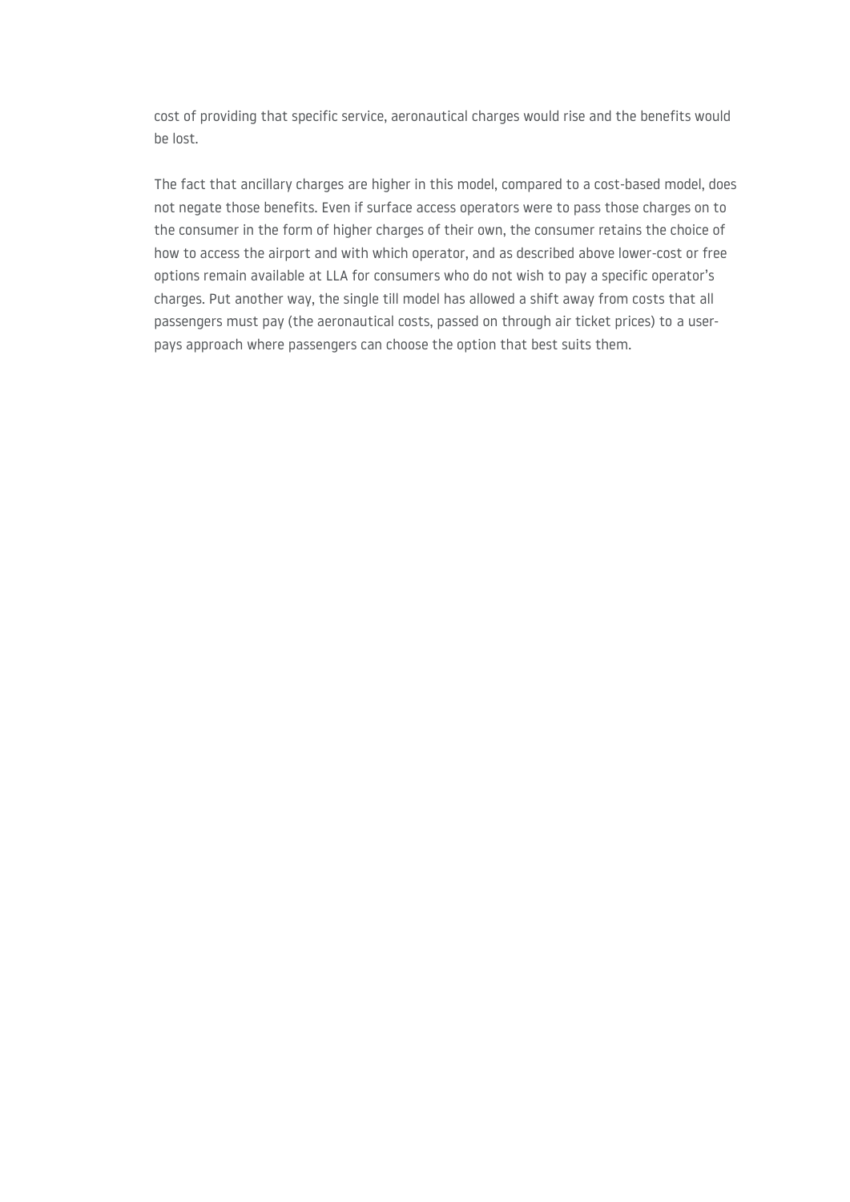cost of providing that specific service, aeronautical charges would rise and the benefits would be lost.

The fact that ancillary charges are higher in this model, compared to a cost-based model, does not negate those benefits. Even if surface access operators were to pass those charges on to the consumer in the form of higher charges of their own, the consumer retains the choice of how to access the airport and with which operator, and as described above lower-cost or free options remain available at LLA for consumers who do not wish to pay a specific operator's charges. Put another way, the single till model has allowed a shift away from costs that all passengers must pay (the aeronautical costs, passed on through air ticket prices) to a user-pays approach where passengers can choose the option that best suits them.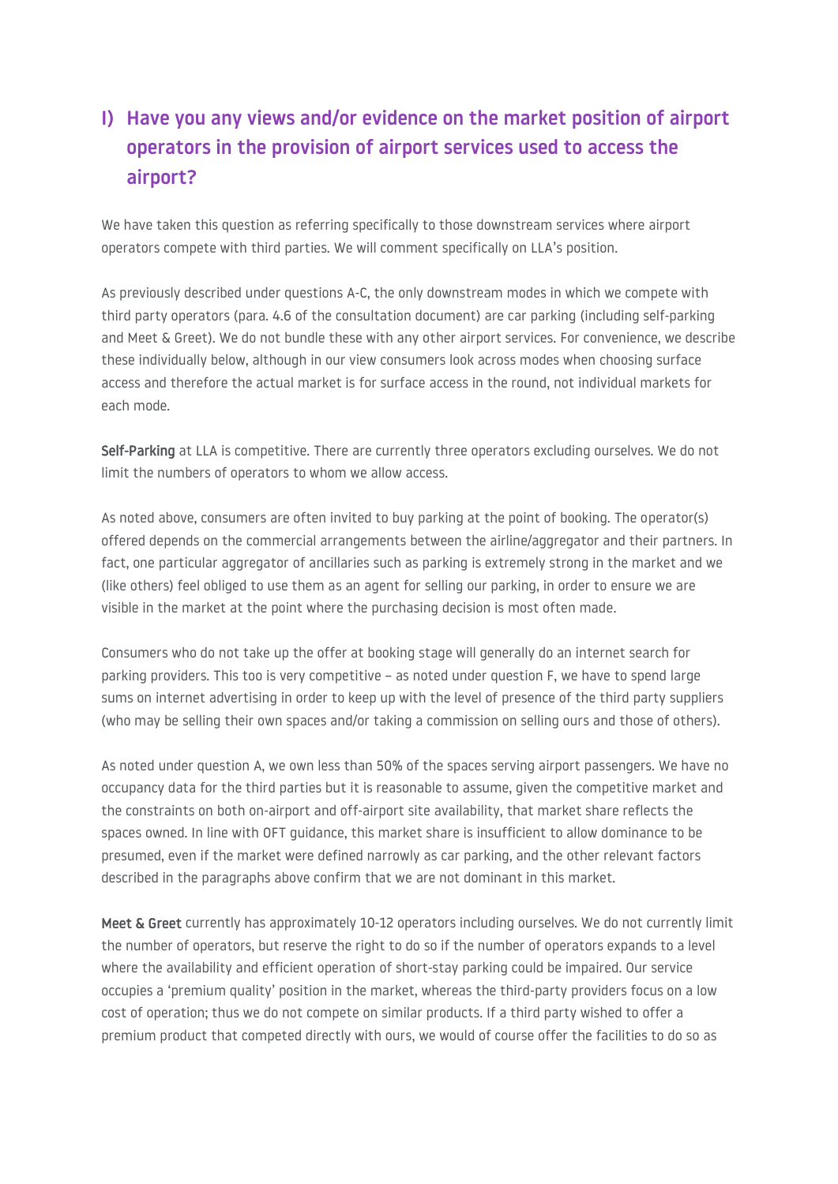## I) Have you any views and/or evidence on the market position of airport operators in the provision of airport services used to access the airport?

We have taken this question as referring specifically to those downstream services where airport operators compete with third parties. We will comment specifically on LLA's position.

As previously described under questions A-C, the only downstream modes in which we compete with third party operators (para. 4.6 of the consultation document) are car parking (including self-parking and Meet & Greet). We do not bundle these with any other airport services. For convenience, we describe these individually below, although in our view consumers look across modes when choosing surface access and therefore the actual market is for surface access in the round, not individual markets for each mode.

**Self-Parking** at LLA is competitive. There are currently three operators excluding ourselves. We do not limit the numbers of operators to whom we allow access.

As noted above, consumers are often invited to buy parking at the point of booking. The operator(s) offered depends on the commercial arrangements between the airline/aggregator and their partners. In fact, one particular aggregator of ancillaries such as parking is extremely strong in the market and we (like others) feel obliged to use them as an agent for selling our parking, in order to ensure we are visible in the market at the point where the purchasing decision is most often made.

Consumers who do not take up the offer at booking stage will generally do an internet search for parking providers. This too is very competitive – as noted under question F, we have to spend large sums on internet advertising in order to keep up with the level of presence of the third party suppliers (who may be selling their own spaces and/or taking a commission on selling ours and those of others).

As noted under question A, we own less than 50% of the spaces serving airport passengers. We have no occupancy data for the third parties but it is reasonable to assume, given the competitive market and the constraints on both on-airport and off-airport site availability, that market share reflects the spaces owned. In line with OFT guidance, this market share is insufficient to allow dominance to be presumed, even if the market were defined narrowly as car parking, and the other relevant factors described in the paragraphs above confirm that we are not dominant in this market.

**Meet & Greet** currently has approximately 10-12 operators including ourselves. We do not currently limit the number of operators, but reserve the right to do so if the number of operators expands to a level where the availability and efficient operation of short-stay parking could be impaired. Our service occupies a 'premium quality' position in the market, whereas the third-party providers focus on a low cost of operation; thus we do not compete on similar products. If a third party wished to offer a premium product that competed directly with ours, we would of course offer the facilities to do so as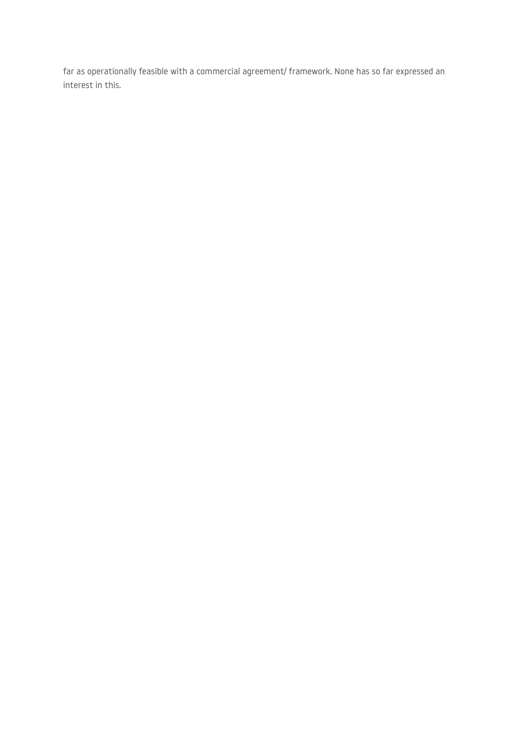far as operationally feasible with a commercial agreement/ framework. None has so far expressed an interest in this.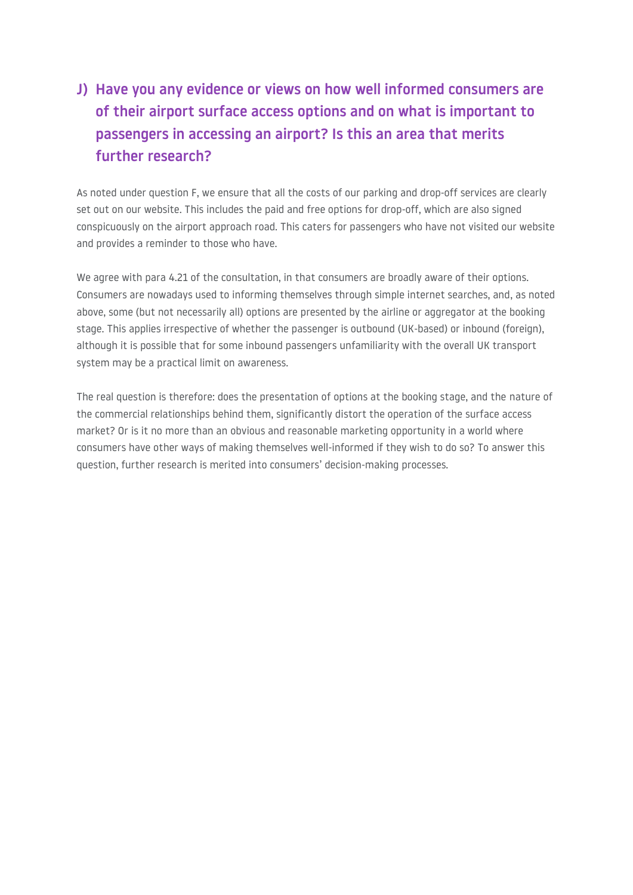## J) Have you any evidence or views on how well informed consumers are of their airport surface access options and on what is important to passengers in accessing an airport? Is this an area that merits further research?

As noted under question F, we ensure that all the costs of our parking and drop-off services are clearly set out on our website. This includes the paid and free options for drop-off, which are also signed conspicuously on the airport approach road. This caters for passengers who have not visited our website and provides a reminder to those who have.

We agree with para 4.21 of the consultation, in that consumers are broadly aware of their options. Consumers are nowadays used to informing themselves through simple internet searches, and, as noted above, some (but not necessarily all) options are presented by the airline or aggregator at the booking stage. This applies irrespective of whether the passenger is outbound (UK-based) or inbound (foreign), although it is possible that for some inbound passengers unfamiliarity with the overall UK transport system may be a practical limit on awareness.

The real question is therefore: does the presentation of options at the booking stage, and the nature of the commercial relationships behind them, significantly distort the operation of the surface access market? Or is it no more than an obvious and reasonable marketing opportunity in a world where consumers have other ways of making themselves well-informed if they wish to do so? To answer this question, further research is merited into consumers' decision-making processes.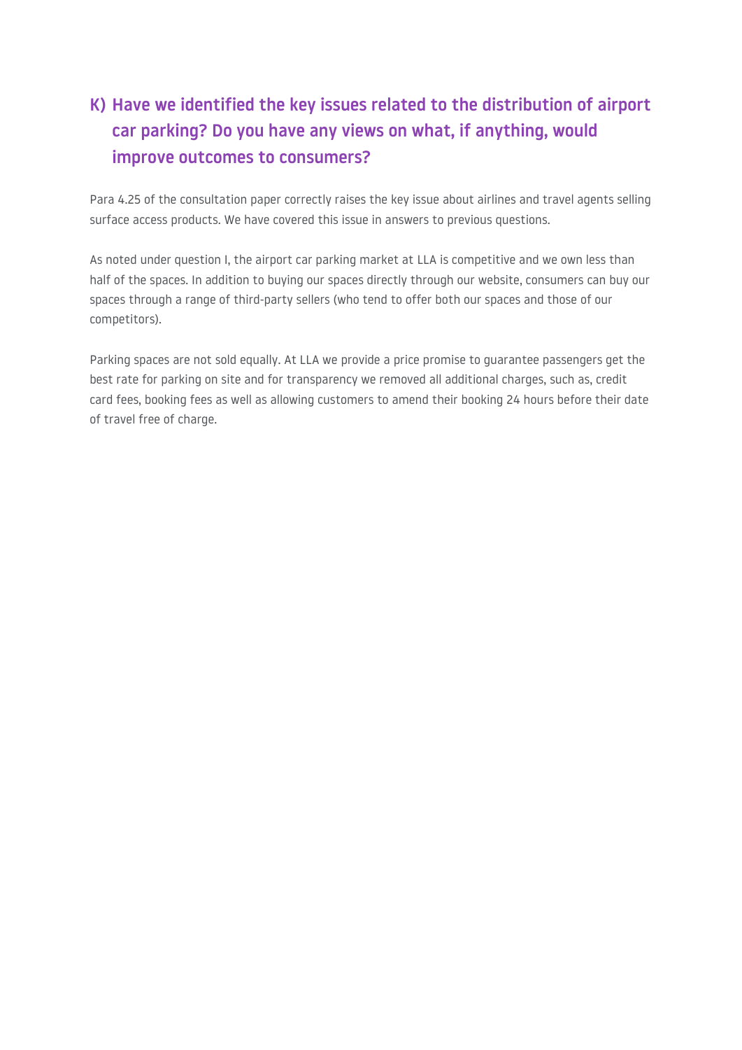## K) Have we identified the key issues related to the distribution of airport car parking? Do you have any views on what, if anything, would improve outcomes to consumers?

Para 4.25 of the consultation paper correctly raises the key issue about airlines and travel agents selling surface access products. We have covered this issue in answers to previous questions.

As noted under question I, the airport car parking market at LLA is competitive and we own less than half of the spaces. In addition to buying our spaces directly through our website, consumers can buy our spaces through a range of third-party sellers (who tend to offer both our spaces and those of our competitors).

Parking spaces are not sold equally. At LLA we provide a price promise to guarantee passengers get the best rate for parking on site and for transparency we removed all additional charges, such as, credit card fees, booking fees as well as allowing customers to amend their booking 24 hours before their date of travel free of charge.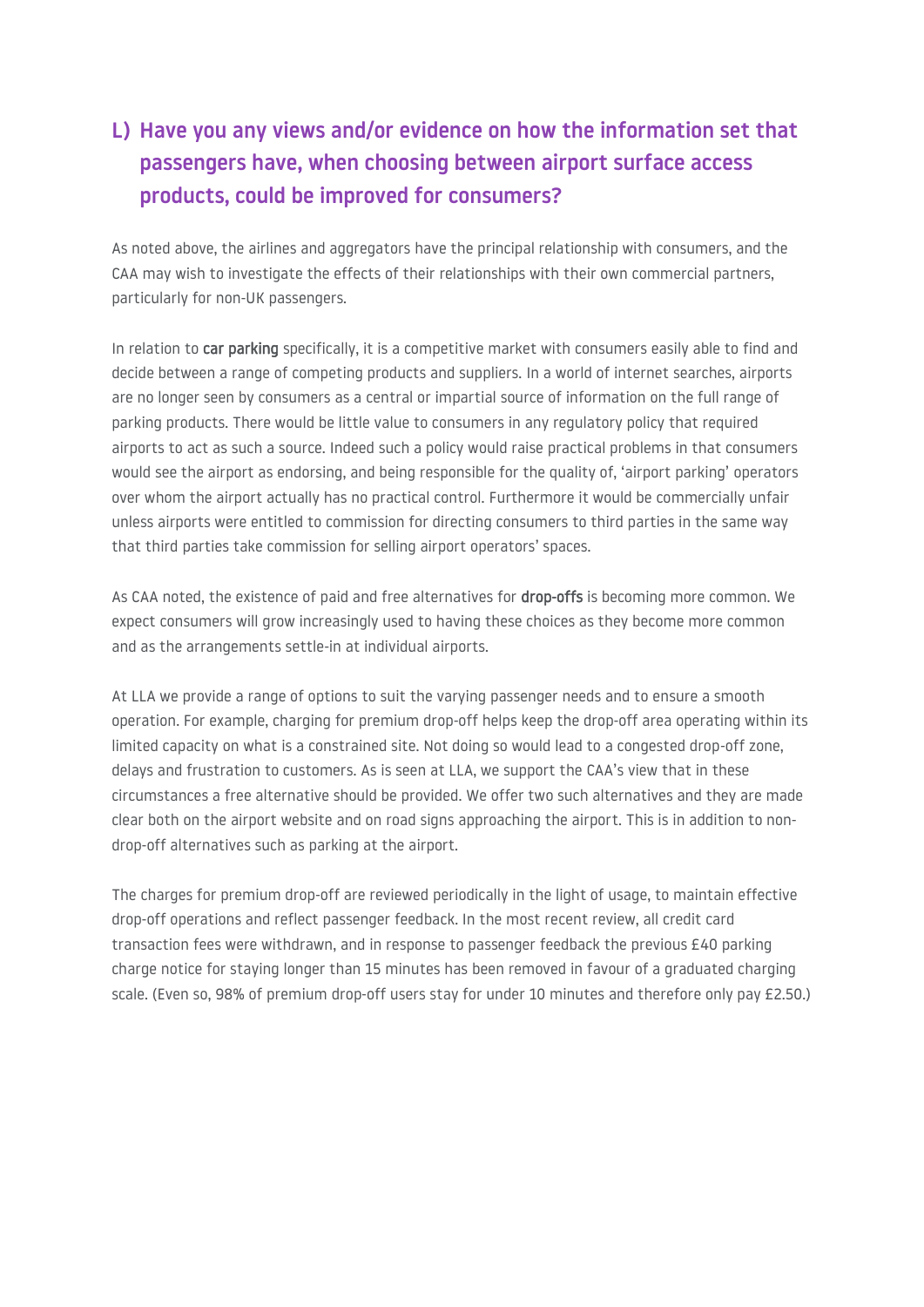## L) Have you any views and/or evidence on how the information set that passengers have, when choosing between airport surface access products, could be improved for consumers?

As noted above, the airlines and aggregators have the principal relationship with consumers, and the CAA may wish to investigate the effects of their relationships with their own commercial partners, particularly for non-UK passengers.

In relation to **car parking** specifically, it is a competitive market with consumers easily able to find and decide between a range of competing products and suppliers. In a world of internet searches, airports are no longer seen by consumers as a central or impartial source of information on the full range of parking products. There would be little value to consumers in any regulatory policy that required airports to act as such a source. Indeed such a policy would raise practical problems in that consumers would see the airport as endorsing, and being responsible for the quality of, 'airport parking' operators over whom the airport actually has no practical control. Furthermore it would be commercially unfair unless airports were entitled to commission for directing consumers to third parties in the same way that third parties take commission for selling airport operators' spaces.

As CAA noted, the existence of paid and free alternatives for **drop-offs** is becoming more common. We expect consumers will grow increasingly used to having these choices as they become more common and as the arrangements settle-in at individual airports.

At LLA we provide a range of options to suit the varying passenger needs and to ensure a smooth operation. For example, charging for premium drop-off helps keep the drop-off area operating within its limited capacity on what is a constrained site. Not doing so would lead to a congested drop-off zone, delays and frustration to customers. As is seen at LLA, we support the CAA's view that in these circumstances a free alternative should be provided. We offer two such alternatives and they are made clear both on the airport website and on road signs approaching the airport. This is in addition to non-drop-off alternatives such as parking at the airport.

The charges for premium drop-off are reviewed periodically in the light of usage, to maintain effective drop-off operations and reflect passenger feedback. In the most recent review, all credit card transaction fees were withdrawn, and in response to passenger feedback the previous £40 parking charge notice for staying longer than 15 minutes has been removed in favour of a graduated charging scale. (Even so, 98% of premium drop-off users stay for under 10 minutes and therefore only pay £2.50.)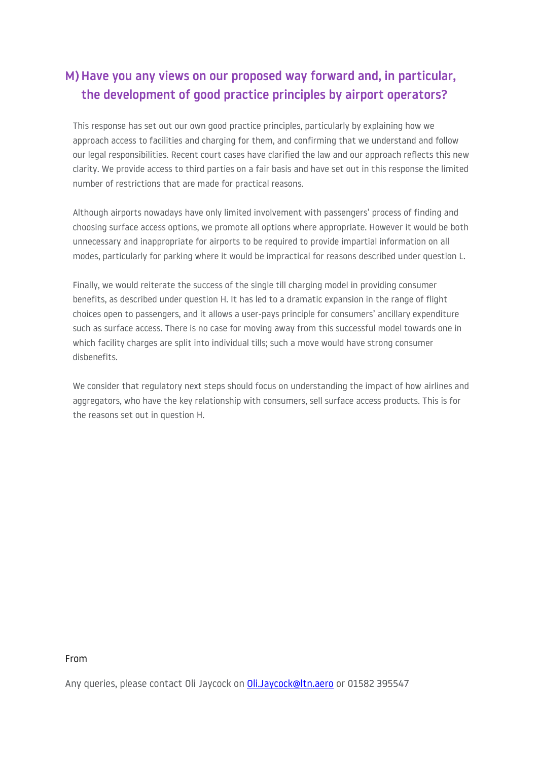## M) Have you any views on our proposed way forward and, in particular, the development of good practice principles by airport operators?

This response has set out our own good practice principles, particularly by explaining how we approach access to facilities and charging for them, and confirming that we understand and follow our legal responsibilities. Recent court cases have clarified the law and our approach reflects this new clarity. We provide access to third parties on a fair basis and have set out in this response the limited number of restrictions that are made for practical reasons.

Although airports nowadays have only limited involvement with passengers' process of finding and choosing surface access options, we promote all options where appropriate. However it would be both unnecessary and inappropriate for airports to be required to provide impartial information on all modes, particularly for parking where it would be impractical for reasons described under question L.

Finally, we would reiterate the success of the single till charging model in providing consumer benefits, as described under question H. It has led to a dramatic expansion in the range of flight choices open to passengers, and it allows a user-pays principle for consumers' ancillary expenditure such as surface access. There is no case for moving away from this successful model towards one in which facility charges are split into individual tills; such a move would have strong consumer disbenefits.

We consider that regulatory next steps should focus on understanding the impact of how airlines and aggregators, who have the key relationship with consumers, sell surface access products. This is for the reasons set out in question H.

From

Any queries, please contact Oli Jaycock on [Oli.Jaycock@ltn.aero](mailto:Oli.Jaycock@ltn.aero) or 01582 395547